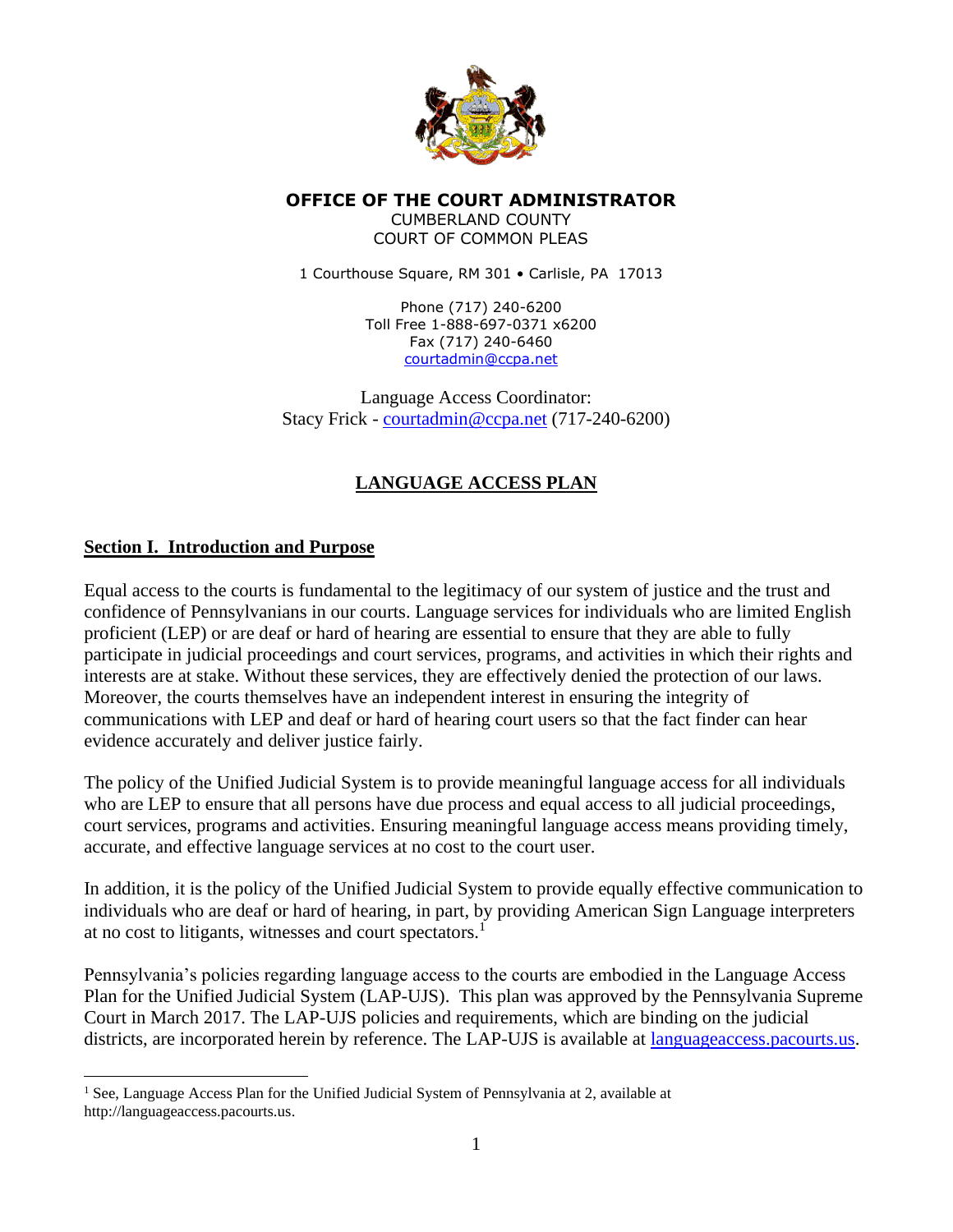**OFFICE OF THE COURT ADMINISTRATOR**
CUMBERLAND COUNTY
COURT OF COMMON PLEAS

1 Courthouse Square, RM 301 • Carlisle, PA 17013

Phone (717) 240-6200
Toll Free 1-888-697-0371 x6200
Fax (717) 240-6460
courtadmin@ccpa.net

Language Access Coordinator:
Stacy Frick - courtadmin@ccpa.net (717-240-6200)

# LANGUAGE ACCESS PLAN

## Section I. Introduction and Purpose

Equal access to the courts is fundamental to the legitimacy of our system of justice and the trust and confidence of Pennsylvanians in our courts. Language services for individuals who are limited English proficient (LEP) or are deaf or hard of hearing are essential to ensure that they are able to fully participate in judicial proceedings and court services, programs, and activities in which their rights and interests are at stake. Without these services, they are effectively denied the protection of our laws. Moreover, the courts themselves have an independent interest in ensuring the integrity of communications with LEP and deaf or hard of hearing court users so that the fact finder can hear evidence accurately and deliver justice fairly.

The policy of the Unified Judicial System is to provide meaningful language access for all individuals who are LEP to ensure that all persons have due process and equal access to all judicial proceedings, court services, programs and activities. Ensuring meaningful language access means providing timely, accurate, and effective language services at no cost to the court user.

In addition, it is the policy of the Unified Judicial System to provide equally effective communication to individuals who are deaf or hard of hearing, in part, by providing American Sign Language interpreters at no cost to litigants, witnesses and court spectators.[1]

Pennsylvania's policies regarding language access to the courts are embodied in the Language Access Plan for the Unified Judicial System (LAP-UJS). This plan was approved by the Pennsylvania Supreme Court in March 2017. The LAP-UJS policies and requirements, which are binding on the judicial districts, are incorporated herein by reference. The LAP-UJS is available at languageaccess.pacourts.us.

[1] See, Language Access Plan for the Unified Judicial System of Pennsylvania at 2, available at http://languageaccess.pacourts.us.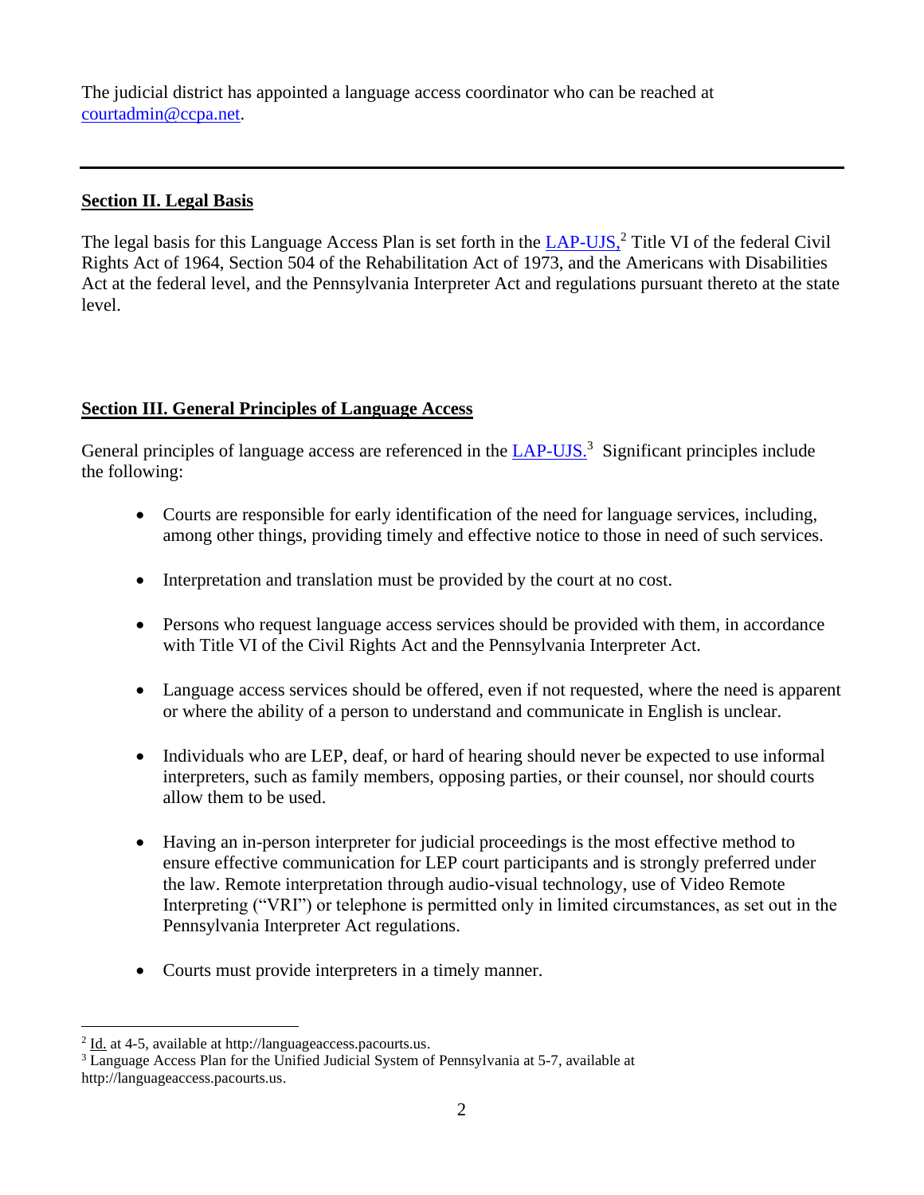The judicial district has appointed a language access coordinator who can be reached at [courtadmin@ccpa.net](mailto:courtadmin@ccpa.net).

---

## Section II. Legal Basis

The legal basis for this Language Access Plan is set forth in the LAP-UJS,[2] Title VI of the federal Civil Rights Act of 1964, Section 504 of the Rehabilitation Act of 1973, and the Americans with Disabilities Act at the federal level, and the Pennsylvania Interpreter Act and regulations pursuant thereto at the state level.

## Section III. General Principles of Language Access

General principles of language access are referenced in the LAP-UJS.[3] Significant principles include the following:

- Courts are responsible for early identification of the need for language services, including, among other things, providing timely and effective notice to those in need of such services.
- Interpretation and translation must be provided by the court at no cost.
- Persons who request language access services should be provided with them, in accordance with Title VI of the Civil Rights Act and the Pennsylvania Interpreter Act.
- Language access services should be offered, even if not requested, where the need is apparent or where the ability of a person to understand and communicate in English is unclear.
- Individuals who are LEP, deaf, or hard of hearing should never be expected to use informal interpreters, such as family members, opposing parties, or their counsel, nor should courts allow them to be used.
- Having an in-person interpreter for judicial proceedings is the most effective method to ensure effective communication for LEP court participants and is strongly preferred under the law. Remote interpretation through audio-visual technology, use of Video Remote Interpreting ("VRI") or telephone is permitted only in limited circumstances, as set out in the Pennsylvania Interpreter Act regulations.
- Courts must provide interpreters in a timely manner.

---

[2] Id. at 4-5, available at http://languageaccess.pacourts.us.

[3] Language Access Plan for the Unified Judicial System of Pennsylvania at 5-7, available at http://languageaccess.pacourts.us.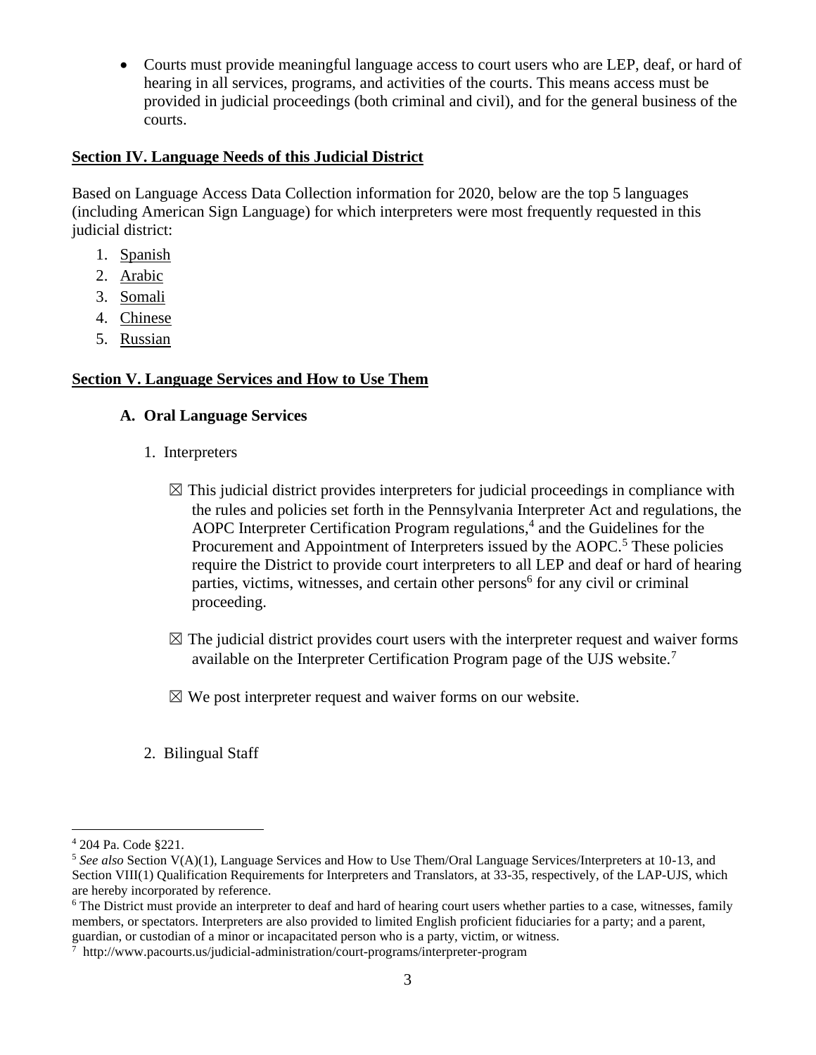- Courts must provide meaningful language access to court users who are LEP, deaf, or hard of hearing in all services, programs, and activities of the courts. This means access must be provided in judicial proceedings (both criminal and civil), and for the general business of the courts.

## Section IV. Language Needs of this Judicial District

Based on Language Access Data Collection information for 2020, below are the top 5 languages (including American Sign Language) for which interpreters were most frequently requested in this judicial district:

1. Spanish
2. Arabic
3. Somali
4. Chinese
5. Russian

## Section V. Language Services and How to Use Them

### A. Oral Language Services

1. Interpreters

☒ This judicial district provides interpreters for judicial proceedings in compliance with the rules and policies set forth in the Pennsylvania Interpreter Act and regulations, the AOPC Interpreter Certification Program regulations,[4] and the Guidelines for the Procurement and Appointment of Interpreters issued by the AOPC.[5] These policies require the District to provide court interpreters to all LEP and deaf or hard of hearing parties, victims, witnesses, and certain other persons[6] for any civil or criminal proceeding.

☒ The judicial district provides court users with the interpreter request and waiver forms available on the Interpreter Certification Program page of the UJS website.[7]

☒ We post interpreter request and waiver forms on our website.

2. Bilingual Staff

---

[4] 204 Pa. Code §221.

[5] *See also* Section V(A)(1), Language Services and How to Use Them/Oral Language Services/Interpreters at 10-13, and Section VIII(1) Qualification Requirements for Interpreters and Translators, at 33-35, respectively, of the LAP-UJS, which are hereby incorporated by reference.

[6] The District must provide an interpreter to deaf and hard of hearing court users whether parties to a case, witnesses, family members, or spectators. Interpreters are also provided to limited English proficient fiduciaries for a party; and a parent, guardian, or custodian of a minor or incapacitated person who is a party, victim, or witness.

[7] http://www.pacourts.us/judicial-administration/court-programs/interpreter-program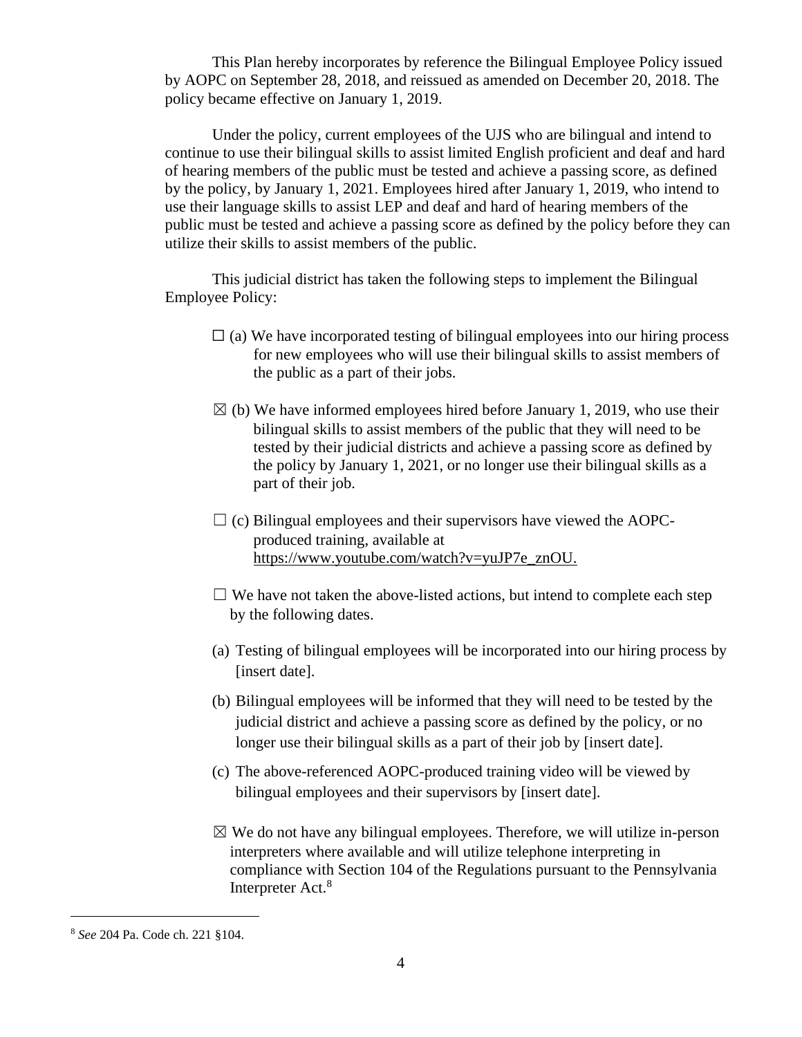This Plan hereby incorporates by reference the Bilingual Employee Policy issued by AOPC on September 28, 2018, and reissued as amended on December 20, 2018. The policy became effective on January 1, 2019.

Under the policy, current employees of the UJS who are bilingual and intend to continue to use their bilingual skills to assist limited English proficient and deaf and hard of hearing members of the public must be tested and achieve a passing score, as defined by the policy, by January 1, 2021. Employees hired after January 1, 2019, who intend to use their language skills to assist LEP and deaf and hard of hearing members of the public must be tested and achieve a passing score as defined by the policy before they can utilize their skills to assist members of the public.

This judicial district has taken the following steps to implement the Bilingual Employee Policy:

☐ (a) We have incorporated testing of bilingual employees into our hiring process for new employees who will use their bilingual skills to assist members of the public as a part of their jobs.

☒ (b) We have informed employees hired before January 1, 2019, who use their bilingual skills to assist members of the public that they will need to be tested by their judicial districts and achieve a passing score as defined by the policy by January 1, 2021, or no longer use their bilingual skills as a part of their job.

☐ (c) Bilingual employees and their supervisors have viewed the AOPC-produced training, available at https://www.youtube.com/watch?v=yuJP7e_znOU.

☐ We have not taken the above-listed actions, but intend to complete each step by the following dates.

(a) Testing of bilingual employees will be incorporated into our hiring process by [insert date].

(b) Bilingual employees will be informed that they will need to be tested by the judicial district and achieve a passing score as defined by the policy, or no longer use their bilingual skills as a part of their job by [insert date].

(c) The above-referenced AOPC-produced training video will be viewed by bilingual employees and their supervisors by [insert date].

☒ We do not have any bilingual employees. Therefore, we will utilize in-person interpreters where available and will utilize telephone interpreting in compliance with Section 104 of the Regulations pursuant to the Pennsylvania Interpreter Act.[8]

---

[8] *See* 204 Pa. Code ch. 221 §104.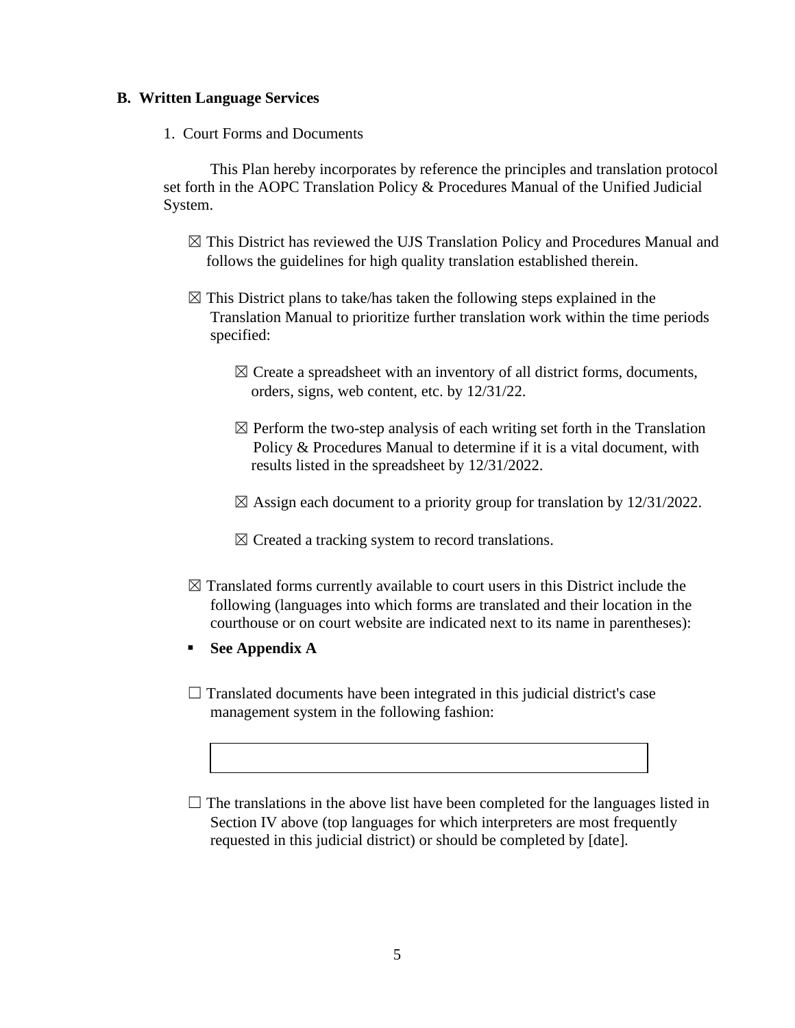### B. Written Language Services

1. Court Forms and Documents

This Plan hereby incorporates by reference the principles and translation protocol set forth in the AOPC Translation Policy & Procedures Manual of the Unified Judicial System.

☒ This District has reviewed the UJS Translation Policy and Procedures Manual and follows the guidelines for high quality translation established therein.

☒ This District plans to take/has taken the following steps explained in the Translation Manual to prioritize further translation work within the time periods specified:

☒ Create a spreadsheet with an inventory of all district forms, documents, orders, signs, web content, etc. by 12/31/22.

☒ Perform the two-step analysis of each writing set forth in the Translation Policy & Procedures Manual to determine if it is a vital document, with results listed in the spreadsheet by 12/31/2022.

☒ Assign each document to a priority group for translation by 12/31/2022.

☒ Created a tracking system to record translations.

☒ Translated forms currently available to court users in this District include the following (languages into which forms are translated and their location in the courthouse or on court website are indicated next to its name in parentheses):

- **See Appendix A**

☐ Translated documents have been integrated in this judicial district's case management system in the following fashion:

☐ The translations in the above list have been completed for the languages listed in Section IV above (top languages for which interpreters are most frequently requested in this judicial district) or should be completed by [date].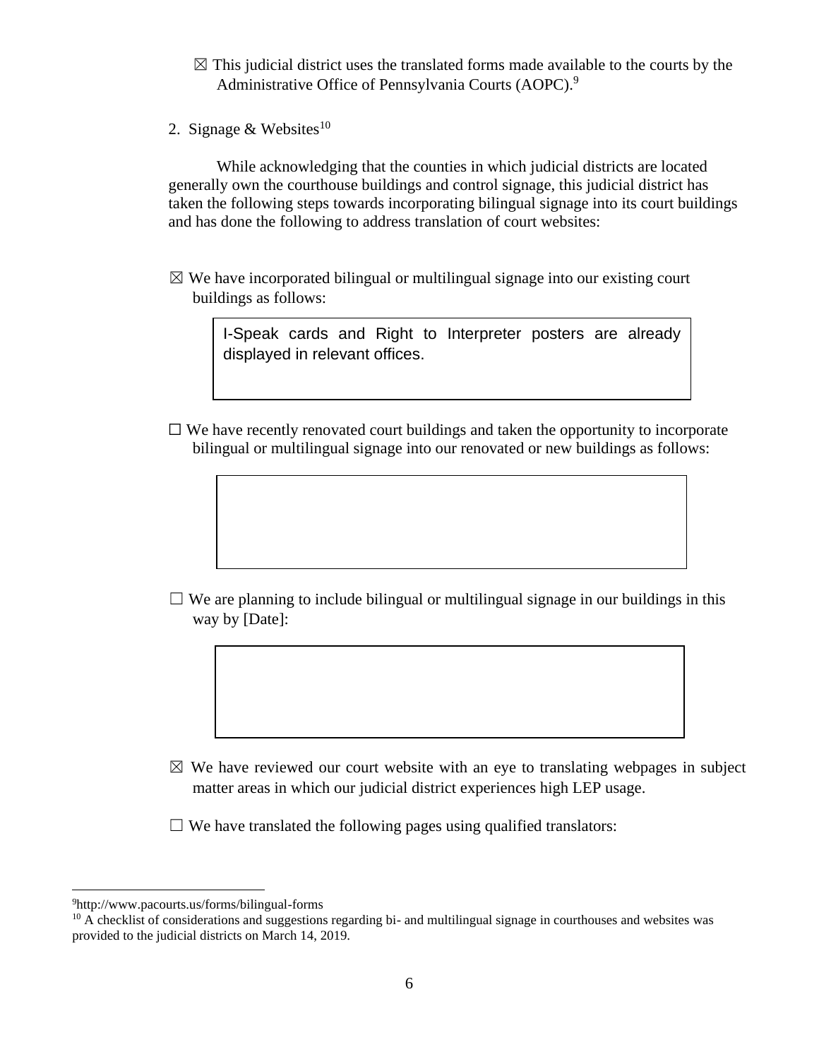☒ This judicial district uses the translated forms made available to the courts by the Administrative Office of Pennsylvania Courts (AOPC).[9]

2. Signage & Websites[10]

While acknowledging that the counties in which judicial districts are located generally own the courthouse buildings and control signage, this judicial district has taken the following steps towards incorporating bilingual signage into its court buildings and has done the following to address translation of court websites:

☒ We have incorporated bilingual or multilingual signage into our existing court buildings as follows:

> I-Speak cards and Right to Interpreter posters are already displayed in relevant offices.

☐ We have recently renovated court buildings and taken the opportunity to incorporate bilingual or multilingual signage into our renovated or new buildings as follows:

☐ We are planning to include bilingual or multilingual signage in our buildings in this way by [Date]:

☒ We have reviewed our court website with an eye to translating webpages in subject matter areas in which our judicial district experiences high LEP usage.

☐ We have translated the following pages using qualified translators:

---

[9] http://www.pacourts.us/forms/bilingual-forms

[10] A checklist of considerations and suggestions regarding bi- and multilingual signage in courthouses and websites was provided to the judicial districts on March 14, 2019.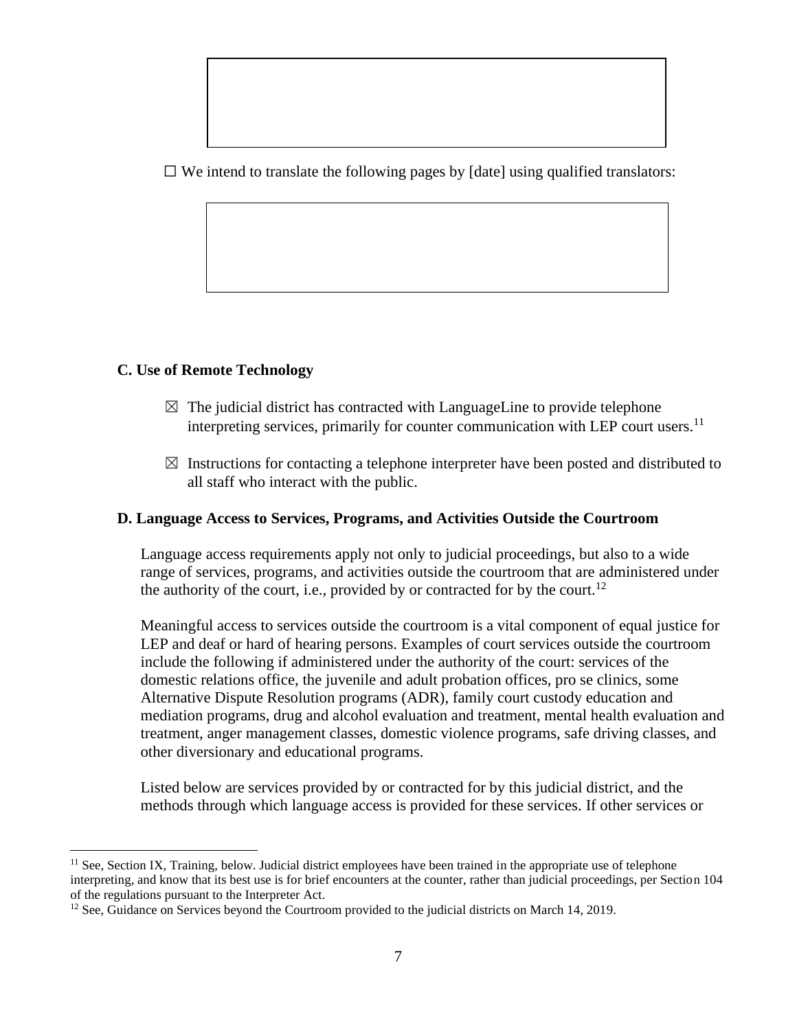☐ We intend to translate the following pages by [date] using qualified translators:

### C. Use of Remote Technology

☒ The judicial district has contracted with LanguageLine to provide telephone interpreting services, primarily for counter communication with LEP court users.[11]

☒ Instructions for contacting a telephone interpreter have been posted and distributed to all staff who interact with the public.

### D. Language Access to Services, Programs, and Activities Outside the Courtroom

Language access requirements apply not only to judicial proceedings, but also to a wide range of services, programs, and activities outside the courtroom that are administered under the authority of the court, i.e., provided by or contracted for by the court.[12]

Meaningful access to services outside the courtroom is a vital component of equal justice for LEP and deaf or hard of hearing persons. Examples of court services outside the courtroom include the following if administered under the authority of the court: services of the domestic relations office, the juvenile and adult probation offices, pro se clinics, some Alternative Dispute Resolution programs (ADR), family court custody education and mediation programs, drug and alcohol evaluation and treatment, mental health evaluation and treatment, anger management classes, domestic violence programs, safe driving classes, and other diversionary and educational programs.

Listed below are services provided by or contracted for by this judicial district, and the methods through which language access is provided for these services. If other services or

---

[11] See, Section IX, Training, below. Judicial district employees have been trained in the appropriate use of telephone interpreting, and know that its best use is for brief encounters at the counter, rather than judicial proceedings, per Section 104 of the regulations pursuant to the Interpreter Act.

[12] See, Guidance on Services beyond the Courtroom provided to the judicial districts on March 14, 2019.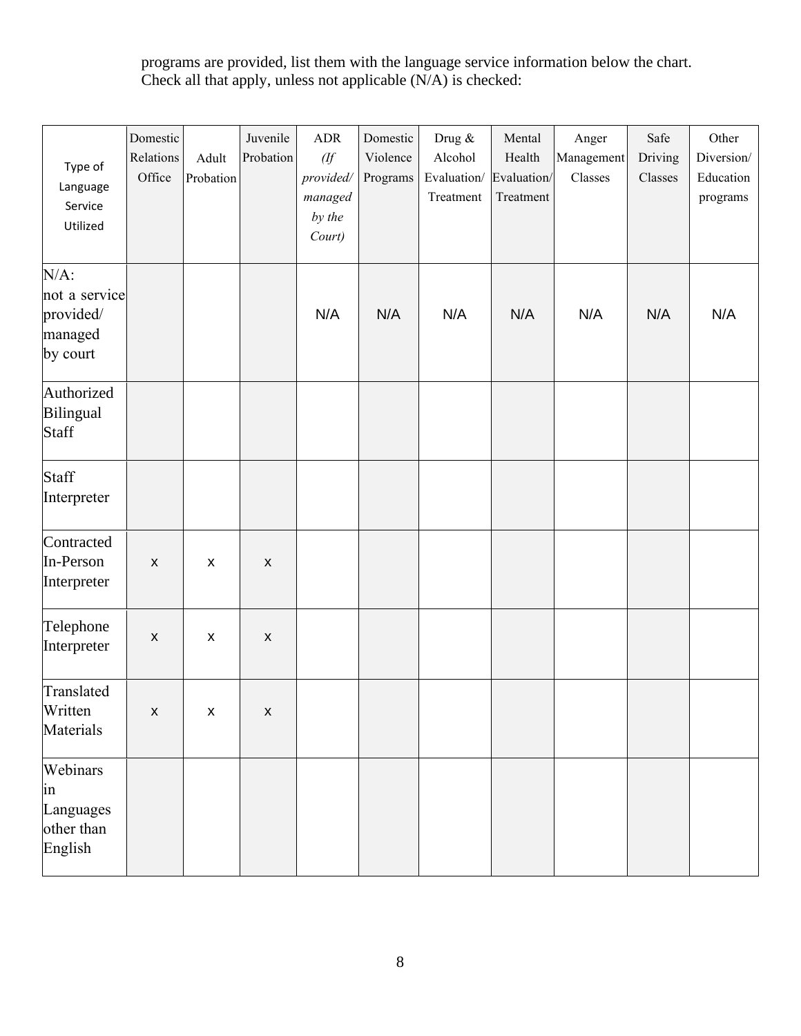programs are provided, list them with the language service information below the chart. Check all that apply, unless not applicable (N/A) is checked:

| Type of Language Service Utilized | Domestic Relations Office | Adult Probation | Juvenile Probation | ADR *(If provided/ managed by the Court)* | Domestic Violence Programs | Drug & Alcohol Evaluation/ Treatment | Mental Health Evaluation/ Treatment | Anger Management Classes | Safe Driving Classes | Other Diversion/ Education programs |
|---|---|---|---|---|---|---|---|---|---|---|
| N/A: not a service provided/ managed by court | | | | N/A | N/A | N/A | N/A | N/A | N/A | N/A |
| Authorized Bilingual Staff | | | | | | | | | | |
| Staff Interpreter | | | | | | | | | | |
| Contracted In-Person Interpreter | x | x | x | | | | | | | |
| Telephone Interpreter | x | x | x | | | | | | | |
| Translated Written Materials | x | x | x | | | | | | | |
| Webinars in Languages other than English | | | | | | | | | | |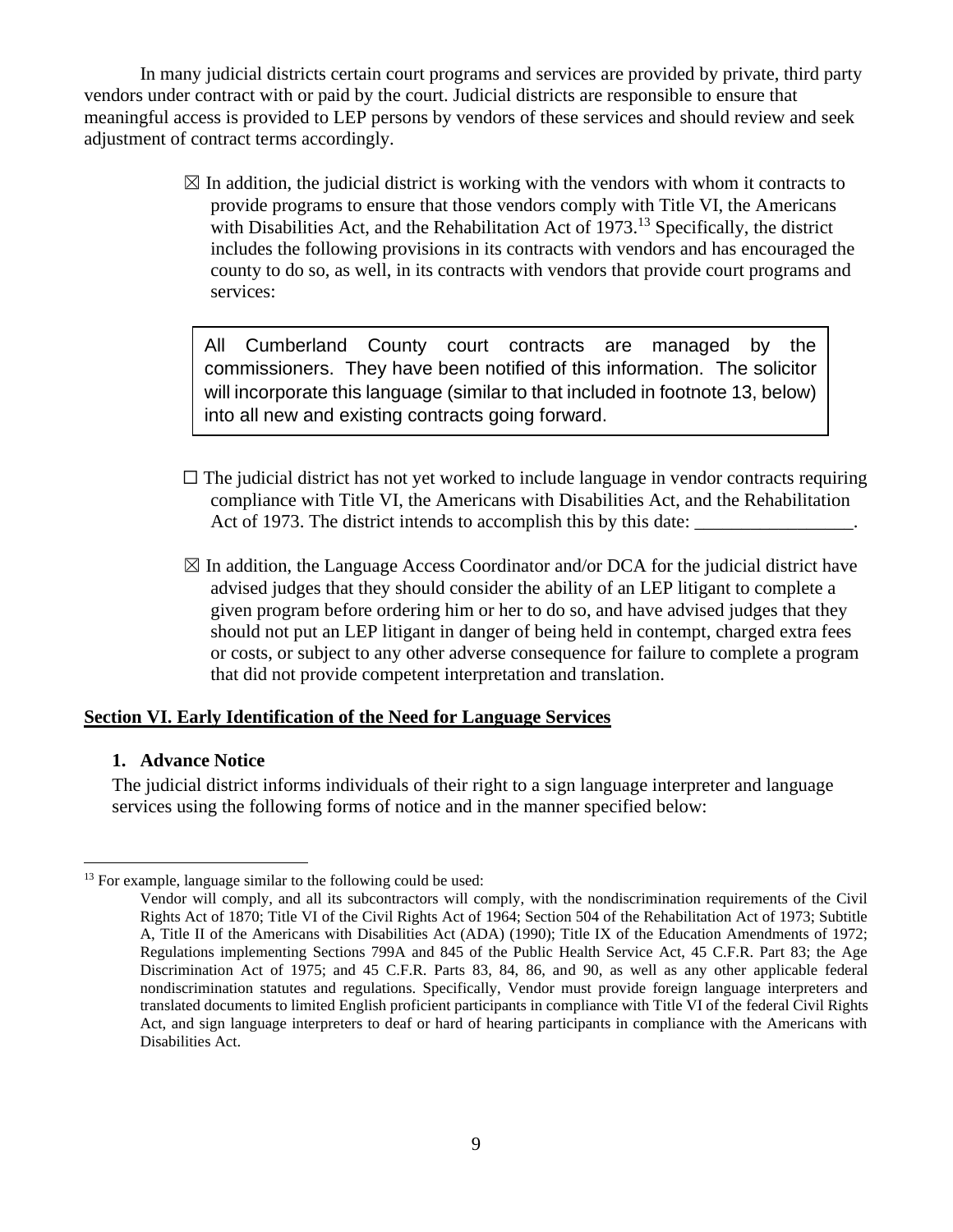In many judicial districts certain court programs and services are provided by private, third party vendors under contract with or paid by the court. Judicial districts are responsible to ensure that meaningful access is provided to LEP persons by vendors of these services and should review and seek adjustment of contract terms accordingly.

> ☒ In addition, the judicial district is working with the vendors with whom it contracts to provide programs to ensure that those vendors comply with Title VI, the Americans with Disabilities Act, and the Rehabilitation Act of 1973.[13] Specifically, the district includes the following provisions in its contracts with vendors and has encouraged the county to do so, as well, in its contracts with vendors that provide court programs and services:
>
> | All Cumberland County court contracts are managed by the commissioners. They have been notified of this information. The solicitor will incorporate this language (similar to that included in footnote 13, below) into all new and existing contracts going forward. |
> |---|
>
> ☐ The judicial district has not yet worked to include language in vendor contracts requiring compliance with Title VI, the Americans with Disabilities Act, and the Rehabilitation Act of 1973. The district intends to accomplish this by this date: _________________.
>
> ☒ In addition, the Language Access Coordinator and/or DCA for the judicial district have advised judges that they should consider the ability of an LEP litigant to complete a given program before ordering him or her to do so, and have advised judges that they should not put an LEP litigant in danger of being held in contempt, charged extra fees or costs, or subject to any other adverse consequence for failure to complete a program that did not provide competent interpretation and translation.

## Section VI. Early Identification of the Need for Language Services

### 1. Advance Notice

The judicial district informs individuals of their right to a sign language interpreter and language services using the following forms of notice and in the manner specified below:

---

[13] For example, language similar to the following could be used:

> Vendor will comply, and all its subcontractors will comply, with the nondiscrimination requirements of the Civil Rights Act of 1870; Title VI of the Civil Rights Act of 1964; Section 504 of the Rehabilitation Act of 1973; Subtitle A, Title II of the Americans with Disabilities Act (ADA) (1990); Title IX of the Education Amendments of 1972; Regulations implementing Sections 799A and 845 of the Public Health Service Act, 45 C.F.R. Part 83; the Age Discrimination Act of 1975; and 45 C.F.R. Parts 83, 84, 86, and 90, as well as any other applicable federal nondiscrimination statutes and regulations. Specifically, Vendor must provide foreign language interpreters and translated documents to limited English proficient participants in compliance with Title VI of the federal Civil Rights Act, and sign language interpreters to deaf or hard of hearing participants in compliance with the Americans with Disabilities Act.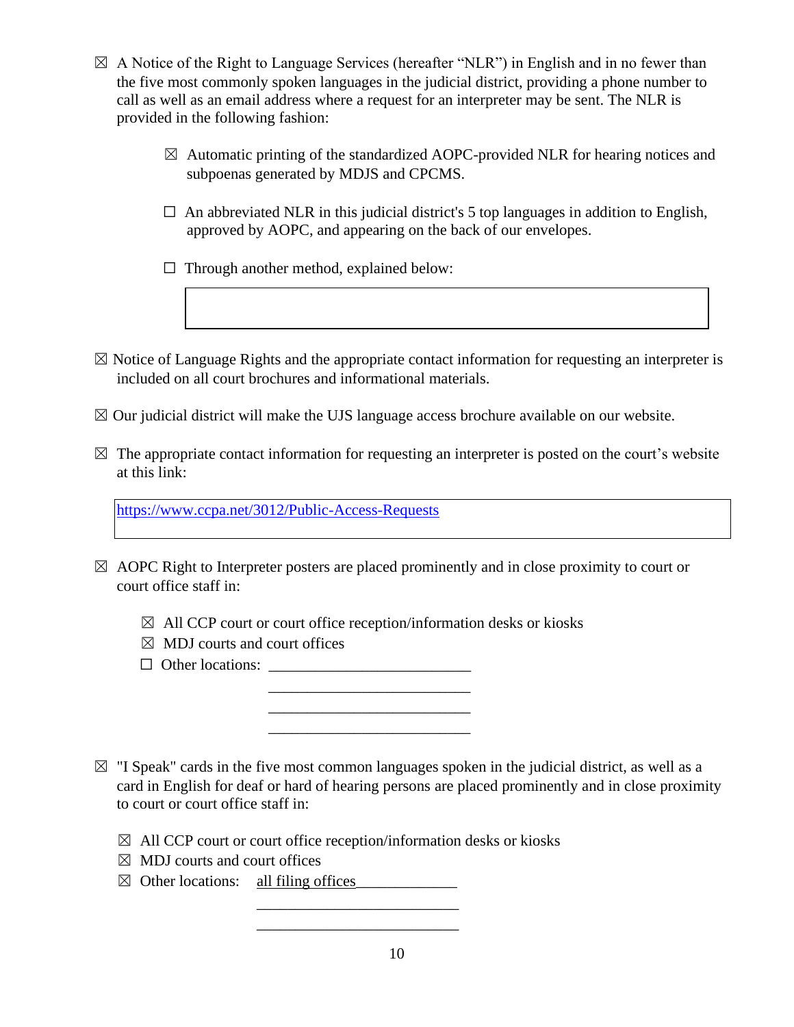☒ A Notice of the Right to Language Services (hereafter "NLR") in English and in no fewer than the five most commonly spoken languages in the judicial district, providing a phone number to call as well as an email address where a request for an interpreter may be sent. The NLR is provided in the following fashion:

- ☒ Automatic printing of the standardized AOPC-provided NLR for hearing notices and subpoenas generated by MDJS and CPCMS.
- ☐ An abbreviated NLR in this judicial district's 5 top languages in addition to English, approved by AOPC, and appearing on the back of our envelopes.
- ☐ Through another method, explained below:

| |
|---|
| |

☒ Notice of Language Rights and the appropriate contact information for requesting an interpreter is included on all court brochures and informational materials.

☒ Our judicial district will make the UJS language access brochure available on our website.

☒ The appropriate contact information for requesting an interpreter is posted on the court's website at this link:

| https://www.ccpa.net/3012/Public-Access-Requests |
|---|

☒ AOPC Right to Interpreter posters are placed prominently and in close proximity to court or court office staff in:

- ☒ All CCP court or court office reception/information desks or kiosks
- ☒ MDJ courts and court offices
- ☐ Other locations: ___________________________

☒ "I Speak" cards in the five most common languages spoken in the judicial district, as well as a card in English for deaf or hard of hearing persons are placed prominently and in close proximity to court or court office staff in:

- ☒ All CCP court or court office reception/information desks or kiosks
- ☒ MDJ courts and court offices
- ☒ Other locations: all filing offices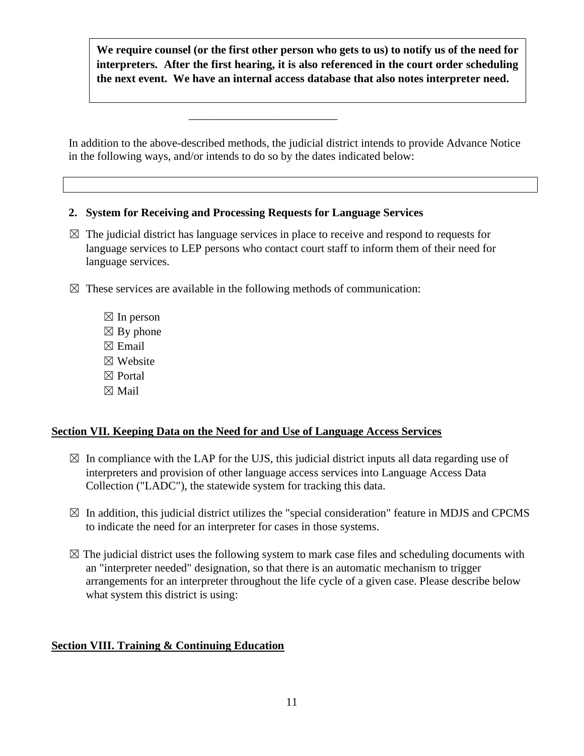**We require counsel (or the first other person who gets to us) to notify us of the need for interpreters. After the first hearing, it is also referenced in the court order scheduling the next event. We have an internal access database that also notes interpreter need.**

___________________________

In addition to the above-described methods, the judicial district intends to provide Advance Notice in the following ways, and/or intends to do so by the dates indicated below:

|  |
|---|

**2. System for Receiving and Processing Requests for Language Services**

☒ The judicial district has language services in place to receive and respond to requests for language services to LEP persons who contact court staff to inform them of their need for language services.

☒ These services are available in the following methods of communication:

- ☒ In person
- ☒ By phone
- ☒ Email
- ☒ Website
- ☒ Portal
- ☒ Mail

## Section VII. Keeping Data on the Need for and Use of Language Access Services

☒ In compliance with the LAP for the UJS, this judicial district inputs all data regarding use of interpreters and provision of other language access services into Language Access Data Collection ("LADC"), the statewide system for tracking this data.

☒ In addition, this judicial district utilizes the "special consideration" feature in MDJS and CPCMS to indicate the need for an interpreter for cases in those systems.

☒ The judicial district uses the following system to mark case files and scheduling documents with an "interpreter needed" designation, so that there is an automatic mechanism to trigger arrangements for an interpreter throughout the life cycle of a given case. Please describe below what system this district is using:

## Section VIII. Training & Continuing Education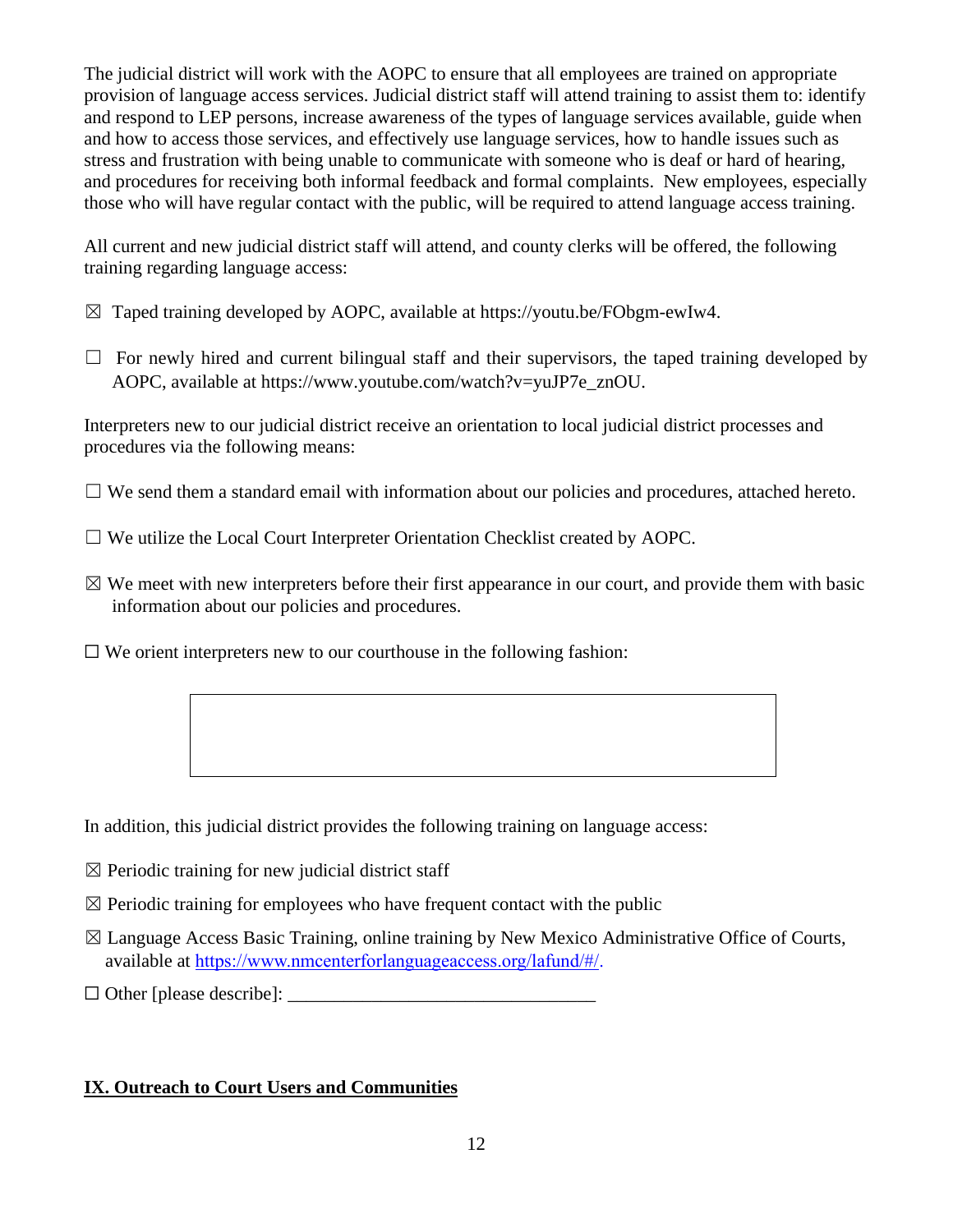The judicial district will work with the AOPC to ensure that all employees are trained on appropriate provision of language access services. Judicial district staff will attend training to assist them to: identify and respond to LEP persons, increase awareness of the types of language services available, guide when and how to access those services, and effectively use language services, how to handle issues such as stress and frustration with being unable to communicate with someone who is deaf or hard of hearing, and procedures for receiving both informal feedback and formal complaints. New employees, especially those who will have regular contact with the public, will be required to attend language access training.

All current and new judicial district staff will attend, and county clerks will be offered, the following training regarding language access:

☒ Taped training developed by AOPC, available at https://youtu.be/FObgm-ewIw4.

☐ For newly hired and current bilingual staff and their supervisors, the taped training developed by AOPC, available at https://www.youtube.com/watch?v=yuJP7e_znOU.

Interpreters new to our judicial district receive an orientation to local judicial district processes and procedures via the following means:

☐ We send them a standard email with information about our policies and procedures, attached hereto.

☐ We utilize the Local Court Interpreter Orientation Checklist created by AOPC.

☒ We meet with new interpreters before their first appearance in our court, and provide them with basic information about our policies and procedures.

☐ We orient interpreters new to our courthouse in the following fashion:

In addition, this judicial district provides the following training on language access:

☒ Periodic training for new judicial district staff

☒ Periodic training for employees who have frequent contact with the public

☒ Language Access Basic Training, online training by New Mexico Administrative Office of Courts, available at https://www.nmcenterforlanguageaccess.org/lafund/#/.

☐ Other [please describe]: ________________________________

## IX. Outreach to Court Users and Communities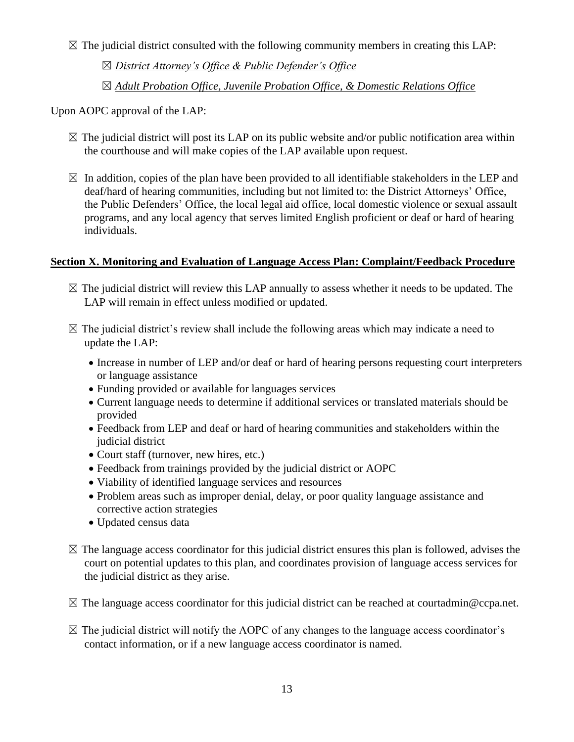☒ The judicial district consulted with the following community members in creating this LAP:

☒ *District Attorney's Office & Public Defender's Office*

☒ *Adult Probation Office, Juvenile Probation Office, & Domestic Relations Office*

Upon AOPC approval of the LAP:

☒ The judicial district will post its LAP on its public website and/or public notification area within the courthouse and will make copies of the LAP available upon request.

☒ In addition, copies of the plan have been provided to all identifiable stakeholders in the LEP and deaf/hard of hearing communities, including but not limited to: the District Attorneys' Office, the Public Defenders' Office, the local legal aid office, local domestic violence or sexual assault programs, and any local agency that serves limited English proficient or deaf or hard of hearing individuals.

## Section X. Monitoring and Evaluation of Language Access Plan: Complaint/Feedback Procedure

☒ The judicial district will review this LAP annually to assess whether it needs to be updated. The LAP will remain in effect unless modified or updated.

☒ The judicial district's review shall include the following areas which may indicate a need to update the LAP:

- Increase in number of LEP and/or deaf or hard of hearing persons requesting court interpreters or language assistance
- Funding provided or available for languages services
- Current language needs to determine if additional services or translated materials should be provided
- Feedback from LEP and deaf or hard of hearing communities and stakeholders within the judicial district
- Court staff (turnover, new hires, etc.)
- Feedback from trainings provided by the judicial district or AOPC
- Viability of identified language services and resources
- Problem areas such as improper denial, delay, or poor quality language assistance and corrective action strategies
- Updated census data

☒ The language access coordinator for this judicial district ensures this plan is followed, advises the court on potential updates to this plan, and coordinates provision of language access services for the judicial district as they arise.

☒ The language access coordinator for this judicial district can be reached at courtadmin@ccpa.net.

☒ The judicial district will notify the AOPC of any changes to the language access coordinator's contact information, or if a new language access coordinator is named.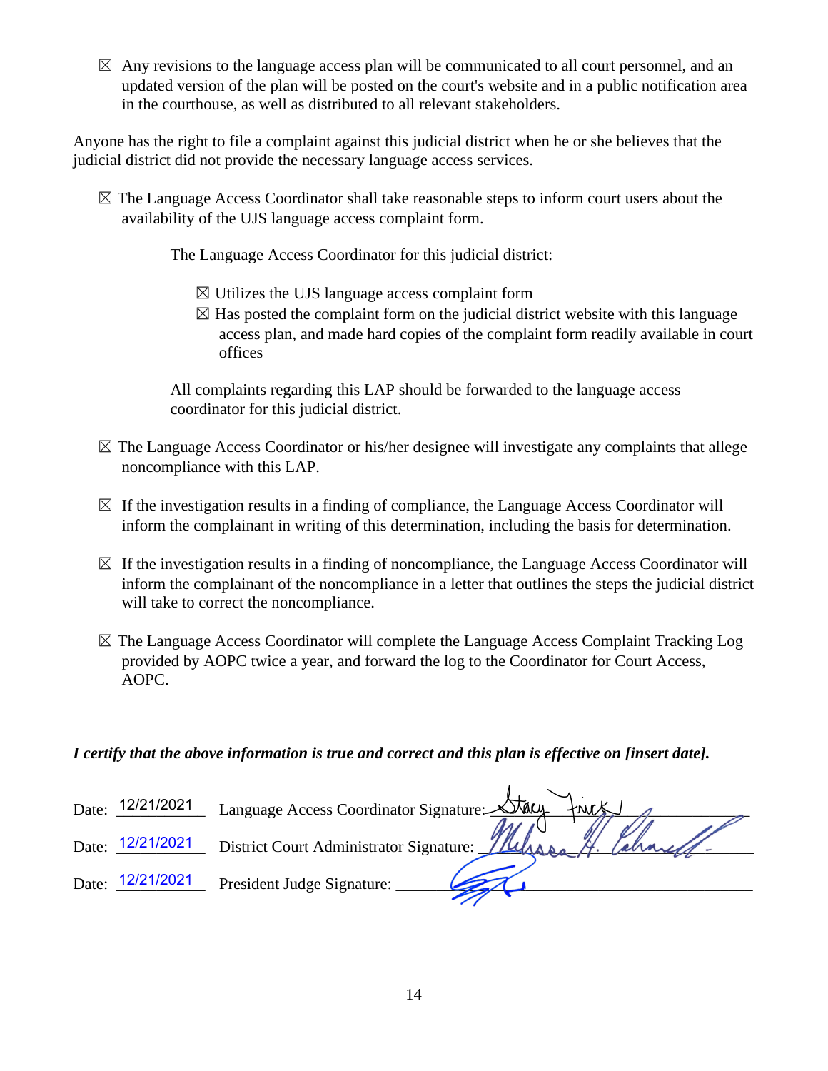☒ Any revisions to the language access plan will be communicated to all court personnel, and an updated version of the plan will be posted on the court's website and in a public notification area in the courthouse, as well as distributed to all relevant stakeholders.

Anyone has the right to file a complaint against this judicial district when he or she believes that the judicial district did not provide the necessary language access services.

☒ The Language Access Coordinator shall take reasonable steps to inform court users about the availability of the UJS language access complaint form.

The Language Access Coordinator for this judicial district:

☒ Utilizes the UJS language access complaint form
☒ Has posted the complaint form on the judicial district website with this language access plan, and made hard copies of the complaint form readily available in court offices

All complaints regarding this LAP should be forwarded to the language access coordinator for this judicial district.

☒ The Language Access Coordinator or his/her designee will investigate any complaints that allege noncompliance with this LAP.

☒ If the investigation results in a finding of compliance, the Language Access Coordinator will inform the complainant in writing of this determination, including the basis for determination.

☒ If the investigation results in a finding of noncompliance, the Language Access Coordinator will inform the complainant of the noncompliance in a letter that outlines the steps the judicial district will take to correct the noncompliance.

☒ The Language Access Coordinator will complete the Language Access Complaint Tracking Log provided by AOPC twice a year, and forward the log to the Coordinator for Court Access, AOPC.

***I certify that the above information is true and correct and this plan is effective on [insert date].***

Date: 12/21/2021 Language Access Coordinator Signature: Stacy Frick

Date: 12/21/2021 District Court Administrator Signature: Melissa A. Calvarelli

Date: 12/21/2021 President Judge Signature: [signature]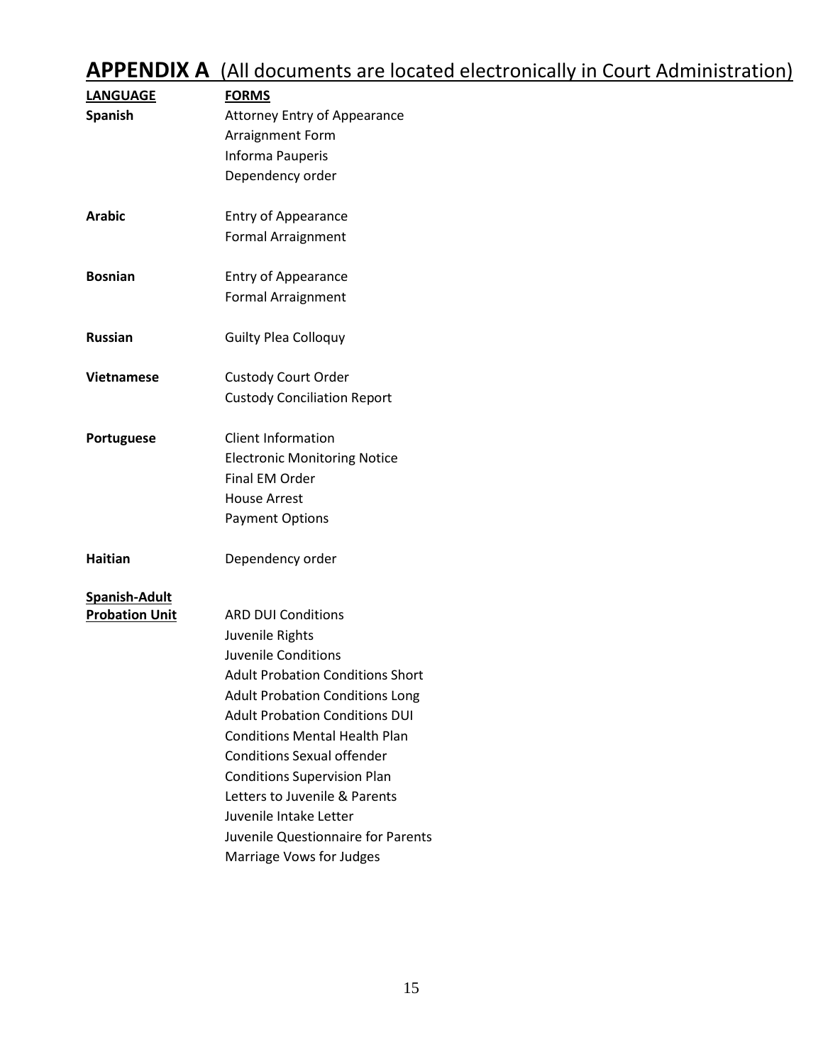# APPENDIX A (All documents are located electronically in Court Administration)

| LANGUAGE | FORMS |
|---|---|
| **Spanish** | Attorney Entry of Appearance |
| | Arraignment Form |
| | Informa Pauperis |
| | Dependency order |
| **Arabic** | Entry of Appearance |
| | Formal Arraignment |
| **Bosnian** | Entry of Appearance |
| | Formal Arraignment |
| **Russian** | Guilty Plea Colloquy |
| **Vietnamese** | Custody Court Order |
| | Custody Conciliation Report |
| **Portuguese** | Client Information |
| | Electronic Monitoring Notice |
| | Final EM Order |
| | House Arrest |
| | Payment Options |
| **Haitian** | Dependency order |
| **Spanish-Adult Probation Unit** | ARD DUI Conditions |
| | Juvenile Rights |
| | Juvenile Conditions |
| | Adult Probation Conditions Short |
| | Adult Probation Conditions Long |
| | Adult Probation Conditions DUI |
| | Conditions Mental Health Plan |
| | Conditions Sexual offender |
| | Conditions Supervision Plan |
| | Letters to Juvenile & Parents |
| | Juvenile Intake Letter |
| | Juvenile Questionnaire for Parents |
| | Marriage Vows for Judges |